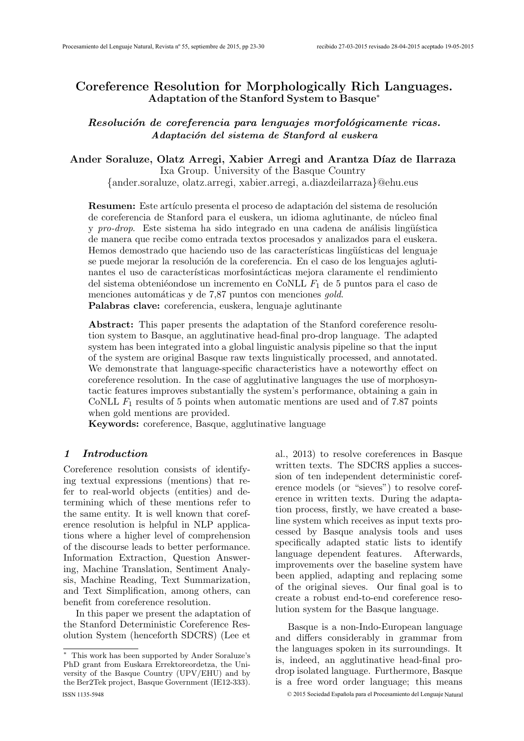# Coreference Resolution for Morphologically Rich Languages. Adaptation of the Stanford System to Basque*

## *Resolución de coreferencia para lenguajes morfológicamente ricas. Adaptación del sistema de Stanford al euskera*

**Ander Soraluze, Olatz Arregi, Xabier Arregi and Arantza Díaz de Ilarraza**
Ixa Group. University of the Basque Country
{ander.soraluze, olatz.arregi, xabier.arregi, a.diazdeilarraza}@ehu.eus

**Resumen:** Este artículo presenta el proceso de adaptación del sistema de resolución de coreferencia de Stanford para el euskera, un idioma aglutinante, de núcleo final y *pro-drop*. Este sistema ha sido integrado en una cadena de análisis lingüística de manera que recibe como entrada textos procesados y analizados para el euskera. Hemos demostrado que haciendo uso de las características lingüísticas del lenguaje se puede mejorar la resolución de la coreferencia. En el caso de los lenguajes aglutinantes el uso de características morfosintácticas mejora claramente el rendimiento del sistema obteniéondose un incremento en CoNLL $F_1$ de 5 puntos para el caso de menciones automáticas y de 7,87 puntos con menciones *gold*.
**Palabras clave:** coreferencia, euskera, lenguaje aglutinante

**Abstract:** This paper presents the adaptation of the Stanford coreference resolution system to Basque, an agglutinative head-final pro-drop language. The adapted system has been integrated into a global linguistic analysis pipeline so that the input of the system are original Basque raw texts linguistically processed, and annotated. We demonstrate that language-specific characteristics have a noteworthy effect on coreference resolution. In the case of agglutinative languages the use of morphosyntactic features improves substantially the system's performance, obtaining a gain in CoNLL $F_1$ results of 5 points when automatic mentions are used and of 7.87 points when gold mentions are provided.
**Keywords:** coreference, Basque, agglutinative language

## *1 Introduction*

Coreference resolution consists of identifying textual expressions (mentions) that refer to real-world objects (entities) and determining which of these mentions refer to the same entity. It is well known that coreference resolution is helpful in NLP applications where a higher level of comprehension of the discourse leads to better performance. Information Extraction, Question Answering, Machine Translation, Sentiment Analysis, Machine Reading, Text Summarization, and Text Simplification, among others, can benefit from coreference resolution.

In this paper we present the adaptation of the Stanford Deterministic Coreference Resolution System (henceforth SDCRS) (Lee et al., 2013) to resolve coreferences in Basque written texts. The SDCRS applies a succession of ten independent deterministic coreference models (or "sieves") to resolve coreference in written texts. During the adaptation process, firstly, we have created a baseline system which receives as input texts processed by Basque analysis tools and uses specifically adapted static lists to identify language dependent features. Afterwards, improvements over the baseline system have been applied, adapting and replacing some of the original sieves. Our final goal is to create a robust end-to-end coreference resolution system for the Basque language.

Basque is a non-Indo-European language and differs considerably in grammar from the languages spoken in its surroundings. It is, indeed, an agglutinative head-final pro-drop isolated language. Furthermore, Basque is a free word order language; this means

---

* This work has been supported by Ander Soraluze's PhD grant from Euskara Errektoreordetza, the University of the Basque Country (UPV/EHU) and by the Ber2Tek project, Basque Government (IE12-333).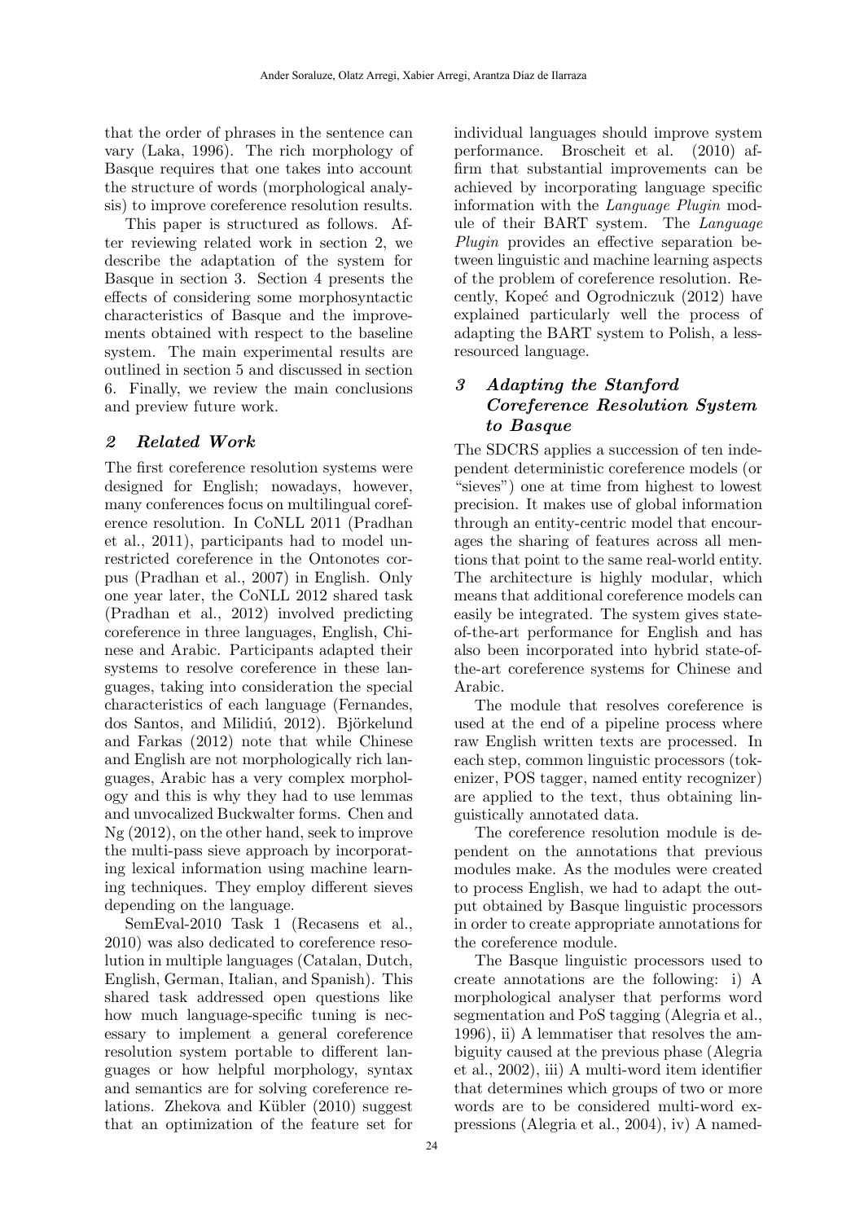that the order of phrases in the sentence can vary (Laka, 1996). The rich morphology of Basque requires that one takes into account the structure of words (morphological analysis) to improve coreference resolution results.

This paper is structured as follows. After reviewing related work in section 2, we describe the adaptation of the system for Basque in section 3. Section 4 presents the effects of considering some morphosyntactic characteristics of Basque and the improvements obtained with respect to the baseline system. The main experimental results are outlined in section 5 and discussed in section 6. Finally, we review the main conclusions and preview future work.

## 2 Related Work

The first coreference resolution systems were designed for English; nowadays, however, many conferences focus on multilingual coreference resolution. In CoNLL 2011 (Pradhan et al., 2011), participants had to model unrestricted coreference in the Ontonotes corpus (Pradhan et al., 2007) in English. Only one year later, the CoNLL 2012 shared task (Pradhan et al., 2012) involved predicting coreference in three languages, English, Chinese and Arabic. Participants adapted their systems to resolve coreference in these languages, taking into consideration the special characteristics of each language (Fernandes, dos Santos, and Milidiú, 2012). Björkelund and Farkas (2012) note that while Chinese and English are not morphologically rich languages, Arabic has a very complex morphology and this is why they had to use lemmas and unvocalized Buckwalter forms. Chen and Ng (2012), on the other hand, seek to improve the multi-pass sieve approach by incorporating lexical information using machine learning techniques. They employ different sieves depending on the language.

SemEval-2010 Task 1 (Recasens et al., 2010) was also dedicated to coreference resolution in multiple languages (Catalan, Dutch, English, German, Italian, and Spanish). This shared task addressed open questions like how much language-specific tuning is necessary to implement a general coreference resolution system portable to different languages or how helpful morphology, syntax and semantics are for solving coreference relations. Zhekova and Kübler (2010) suggest that an optimization of the feature set for individual languages should improve system performance. Broscheit et al. (2010) affirm that substantial improvements can be achieved by incorporating language specific information with the *Language Plugin* module of their BART system. The *Language Plugin* provides an effective separation between linguistic and machine learning aspects of the problem of coreference resolution. Recently, Kopeć and Ogrodniczuk (2012) have explained particularly well the process of adapting the BART system to Polish, a less-resourced language.

## 3 Adapting the Stanford Coreference Resolution System to Basque

The SDCRS applies a succession of ten independent deterministic coreference models (or "sieves") one at time from highest to lowest precision. It makes use of global information through an entity-centric model that encourages the sharing of features across all mentions that point to the same real-world entity. The architecture is highly modular, which means that additional coreference models can easily be integrated. The system gives state-of-the-art performance for English and has also been incorporated into hybrid state-of-the-art coreference systems for Chinese and Arabic.

The module that resolves coreference is used at the end of a pipeline process where raw English written texts are processed. In each step, common linguistic processors (tokenizer, POS tagger, named entity recognizer) are applied to the text, thus obtaining linguistically annotated data.

The coreference resolution module is dependent on the annotations that previous modules make. As the modules were created to process English, we had to adapt the output obtained by Basque linguistic processors in order to create appropriate annotations for the coreference module.

The Basque linguistic processors used to create annotations are the following: i) A morphological analyser that performs word segmentation and PoS tagging (Alegria et al., 1996), ii) A lemmatiser that resolves the ambiguity caused at the previous phase (Alegria et al., 2002), iii) A multi-word item identifier that determines which groups of two or more words are to be considered multi-word expressions (Alegria et al., 2004), iv) A named-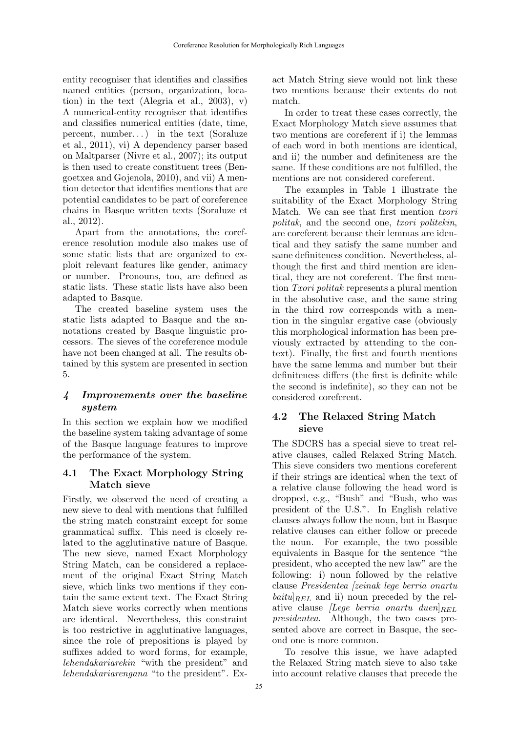entity recogniser that identifies and classifies named entities (person, organization, location) in the text (Alegria et al., 2003), v) A numerical-entity recogniser that identifies and classifies numerical entities (date, time, percent, number…) in the text (Soraluze et al., 2011), vi) A dependency parser based on Maltparser (Nivre et al., 2007); its output is then used to create constituent trees (Bengoetxea and Gojenola, 2010), and vii) A mention detector that identifies mentions that are potential candidates to be part of coreference chains in Basque written texts (Soraluze et al., 2012).

Apart from the annotations, the coreference resolution module also makes use of some static lists that are organized to exploit relevant features like gender, animacy or number. Pronouns, too, are defined as static lists. These static lists have also been adapted to Basque.

The created baseline system uses the static lists adapted to Basque and the annotations created by Basque linguistic processors. The sieves of the coreference module have not been changed at all. The results obtained by this system are presented in section 5.

## 4 Improvements over the baseline system

In this section we explain how we modified the baseline system taking advantage of some of the Basque language features to improve the performance of the system.

### 4.1 The Exact Morphology String Match sieve

Firstly, we observed the need of creating a new sieve to deal with mentions that fulfilled the string match constraint except for some grammatical suffix. This need is closely related to the agglutinative nature of Basque. The new sieve, named Exact Morphology String Match, can be considered a replacement of the original Exact String Match sieve, which links two mentions if they contain the same extent text. The Exact String Match sieve works correctly when mentions are identical. Nevertheless, this constraint is too restrictive in agglutinative languages, since the role of prepositions is played by suffixes added to word forms, for example, *lehendakariarekin* "with the president" and *lehendakariarengana* "to the president". Exact Match String sieve would not link these two mentions because their extents do not match.

In order to treat these cases correctly, the Exact Morphology Match sieve assumes that two mentions are coreferent if i) the lemmas of each word in both mentions are identical, and ii) the number and definiteness are the same. If these conditions are not fulfilled, the mentions are not considered coreferent.

The examples in Table 1 illustrate the suitability of the Exact Morphology String Match. We can see that first mention *txori politak*, and the second one, *txori politekin*, are coreferent because their lemmas are identical and they satisfy the same number and same definiteness condition. Nevertheless, although the first and third mention are identical, they are not coreferent. The first mention *Txori politak* represents a plural mention in the absolutive case, and the same string in the third row corresponds with a mention in the singular ergative case (obviously this morphological information has been previously extracted by attending to the context). Finally, the first and fourth mentions have the same lemma and number but their definiteness differs (the first is definite while the second is indefinite), so they can not be considered coreferent.

### 4.2 The Relaxed String Match sieve

The SDCRS has a special sieve to treat relative clauses, called Relaxed String Match. This sieve considers two mentions coreferent if their strings are identical when the text of a relative clause following the head word is dropped, e.g., "Bush" and "Bush, who was president of the U.S.". In English relative clauses always follow the noun, but in Basque relative clauses can either follow or precede the noun. For example, the two possible equivalents in Basque for the sentence "the president, who accepted the new law" are the following: i) noun followed by the relative clause *Presidentea [zeinak lege berria onartu baitu]*$_{REL}$ and ii) noun preceded by the relative clause *[Lege berria onartu duen]*$_{REL}$ *presidentea*. Although, the two cases presented above are correct in Basque, the second one is more common.

To resolve this issue, we have adapted the Relaxed String match sieve to also take into account relative clauses that precede the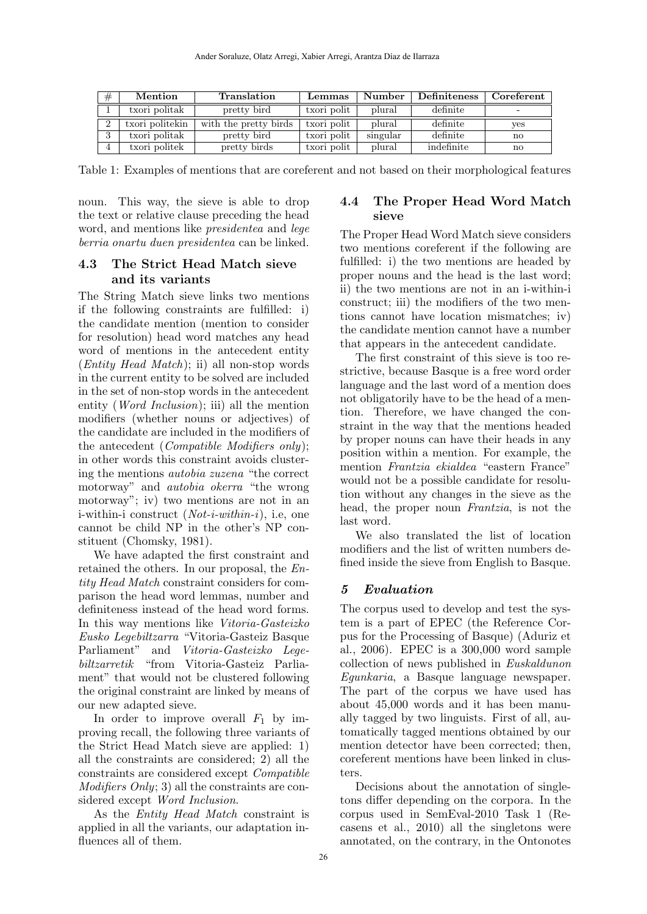| # | Mention | Translation | Lemmas | Number | Definiteness | Coreferent |
|---|---|---|---|---|---|---|
| 1 | txori politak | pretty bird | txori polit | plural | definite | - |
| 2 | txori politekin | with the pretty birds | txori polit | plural | definite | yes |
| 3 | txori politak | pretty bird | txori polit | singular | definite | no |
| 4 | txori politek | pretty birds | txori polit | plural | indefinite | no |

Table 1: Examples of mentions that are coreferent and not based on their morphological features

noun. This way, the sieve is able to drop the text or relative clause preceding the head word, and mentions like *presidentea* and *lege berria onartu duen presidentea* can be linked.

### 4.3 The Strict Head Match sieve and its variants

The String Match sieve links two mentions if the following constraints are fulfilled: i) the candidate mention (mention to consider for resolution) head word matches any head word of mentions in the antecedent entity (*Entity Head Match*); ii) all non-stop words in the current entity to be solved are included in the set of non-stop words in the antecedent entity (*Word Inclusion*); iii) all the mention modifiers (whether nouns or adjectives) of the candidate are included in the modifiers of the antecedent (*Compatible Modifiers only*); in other words this constraint avoids clustering the mentions *autobia zuzena* "the correct motorway" and *autobia okerra* "the wrong motorway"; iv) two mentions are not in an i-within-i construct (*Not-i-within-i*), i.e, one cannot be child NP in the other's NP constituent (Chomsky, 1981).

We have adapted the first constraint and retained the others. In our proposal, the *Entity Head Match* constraint considers for comparison the head word lemmas, number and definiteness instead of the head word forms. In this way mentions like *Vitoria-Gasteizko Eusko Legebiltzarra* "Vitoria-Gasteiz Basque Parliament" and *Vitoria-Gasteizko Legebiltzarretik* "from Vitoria-Gasteiz Parliament" that would not be clustered following the original constraint are linked by means of our new adapted sieve.

In order to improve overall $F_1$ by improving recall, the following three variants of the Strict Head Match sieve are applied: 1) all the constraints are considered; 2) all the constraints are considered except *Compatible Modifiers Only*; 3) all the constraints are considered except *Word Inclusion*.

As the *Entity Head Match* constraint is applied in all the variants, our adaptation influences all of them.

### 4.4 The Proper Head Word Match sieve

The Proper Head Word Match sieve considers two mentions coreferent if the following are fulfilled: i) the two mentions are headed by proper nouns and the head is the last word; ii) the two mentions are not in an i-within-i construct; iii) the modifiers of the two mentions cannot have location mismatches; iv) the candidate mention cannot have a number that appears in the antecedent candidate.

The first constraint of this sieve is too restrictive, because Basque is a free word order language and the last word of a mention does not obligatorily have to be the head of a mention. Therefore, we have changed the constraint in the way that the mentions headed by proper nouns can have their heads in any position within a mention. For example, the mention *Frantzia ekialdea* "eastern France" would not be a possible candidate for resolution without any changes in the sieve as the head, the proper noun *Frantzia*, is not the last word.

We also translated the list of location modifiers and the list of written numbers defined inside the sieve from English to Basque.

## 5 Evaluation

The corpus used to develop and test the system is a part of EPEC (the Reference Corpus for the Processing of Basque) (Aduriz et al., 2006). EPEC is a 300,000 word sample collection of news published in *Euskaldunon Egunkaria*, a Basque language newspaper. The part of the corpus we have used has about 45,000 words and it has been manually tagged by two linguists. First of all, automatically tagged mentions obtained by our mention detector have been corrected; then, coreferent mentions have been linked in clusters.

Decisions about the annotation of singletons differ depending on the corpora. In the corpus used in SemEval-2010 Task 1 (Recasens et al., 2010) all the singletons were annotated, on the contrary, in the Ontonotes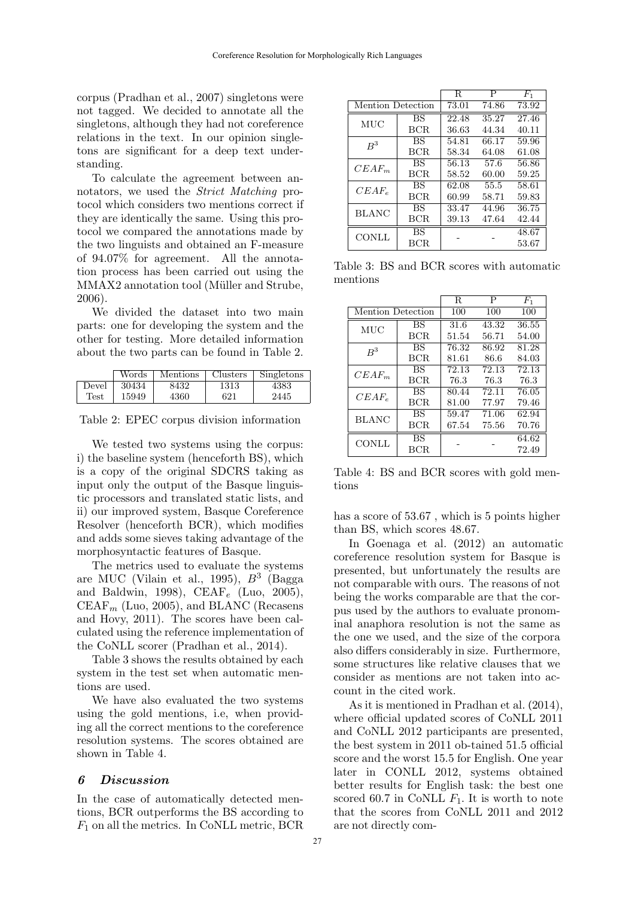corpus (Pradhan et al., 2007) singletons were not tagged. We decided to annotate all the singletons, although they had not coreference relations in the text. In our opinion singletons are significant for a deep text understanding.

To calculate the agreement between annotators, we used the *Strict Matching* protocol which considers two mentions correct if they are identically the same. Using this protocol we compared the annotations made by the two linguists and obtained an F-measure of 94.07% for agreement. All the annotation process has been carried out using the MMAX2 annotation tool (Müller and Strube, 2006).

We divided the dataset into two main parts: one for developing the system and the other for testing. More detailed information about the two parts can be found in Table 2.

| | Words | Mentions | Clusters | Singletons |
|---|---|---|---|---|
| Devel | 30434 | 8432 | 1313 | 4383 |
| Test | 15949 | 4360 | 621 | 2445 |

Table 2: EPEC corpus division information

We tested two systems using the corpus: i) the baseline system (henceforth BS), which is a copy of the original SDCRS taking as input only the output of the Basque linguistic processors and translated static lists, and ii) our improved system, Basque Coreference Resolver (henceforth BCR), which modifies and adds some sieves taking advantage of the morphosyntactic features of Basque.

The metrics used to evaluate the systems are MUC (Vilain et al., 1995), $B^3$ (Bagga and Baldwin, 1998), CEAF$_e$ (Luo, 2005), CEAF$_m$ (Luo, 2005), and BLANC (Recasens and Hovy, 2011). The scores have been calculated using the reference implementation of the CoNLL scorer (Pradhan et al., 2014).

Table 3 shows the results obtained by each system in the test set when automatic mentions are used.

We have also evaluated the two systems using the gold mentions, i.e, when providing all the correct mentions to the coreference resolution systems. The scores obtained are shown in Table 4.

| | | R | P | $F_1$ |
|---|---|---|---|---|
| Mention Detection | | 73.01 | 74.86 | 73.92 |
| MUC | BS | 22.48 | 35.27 | 27.46 |
| | BCR | 36.63 | 44.34 | 40.11 |
| $B^3$ | BS | 54.81 | 66.17 | 59.96 |
| | BCR | 58.34 | 64.08 | 61.08 |
| $CEAF_m$ | BS | 56.13 | 57.6 | 56.86 |
| | BCR | 58.52 | 60.00 | 59.25 |
| $CEAF_e$ | BS | 62.08 | 55.5 | 58.61 |
| | BCR | 60.99 | 58.71 | 59.83 |
| BLANC | BS | 33.47 | 44.96 | 36.75 |
| | BCR | 39.13 | 47.64 | 42.44 |
| CONLL | BS | - | - | 48.67 |
| | BCR | | | 53.67 |

Table 3: BS and BCR scores with automatic mentions

| | | R | P | $F_1$ |
|---|---|---|---|---|
| Mention Detection | | 100 | 100 | 100 |
| MUC | BS | 31.6 | 43.32 | 36.55 |
| | BCR | 51.54 | 56.71 | 54.00 |
| $B^3$ | BS | 76.32 | 86.92 | 81.28 |
| | BCR | 81.61 | 86.6 | 84.03 |
| $CEAF_m$ | BS | 72.13 | 72.13 | 72.13 |
| | BCR | 76.3 | 76.3 | 76.3 |
| $CEAF_e$ | BS | 80.44 | 72.11 | 76.05 |
| | BCR | 81.00 | 77.97 | 79.46 |
| BLANC | BS | 59.47 | 71.06 | 62.94 |
| | BCR | 67.54 | 75.56 | 70.76 |
| CONLL | BS | - | - | 64.62 |
| | BCR | | | 72.49 |

Table 4: BS and BCR scores with gold mentions

## 6 Discussion

In the case of automatically detected mentions, BCR outperforms the BS according to $F_1$ on all the metrics. In CoNLL metric, BCR has a score of 53.67 , which is 5 points higher than BS, which scores 48.67.

In Goenaga et al. (2012) an automatic coreference resolution system for Basque is presented, but unfortunately the results are not comparable with ours. The reasons of not being the works comparable are that the corpus used by the authors to evaluate pronominal anaphora resolution is not the same as the one we used, and the size of the corpora also differs considerably in size. Furthermore, some structures like relative clauses that we consider as mentions are not taken into account in the cited work.

As it is mentioned in Pradhan et al. (2014), where official updated scores of CoNLL 2011 and CoNLL 2012 participants are presented, the best system in 2011 ob-tained 51.5 official score and the worst 15.5 for English. One year later in CONLL 2012, systems obtained better results for English task: the best one scored 60.7 in CoNLL $F_1$. It is worth to note that the scores from CoNLL 2011 and 2012 are not directly com-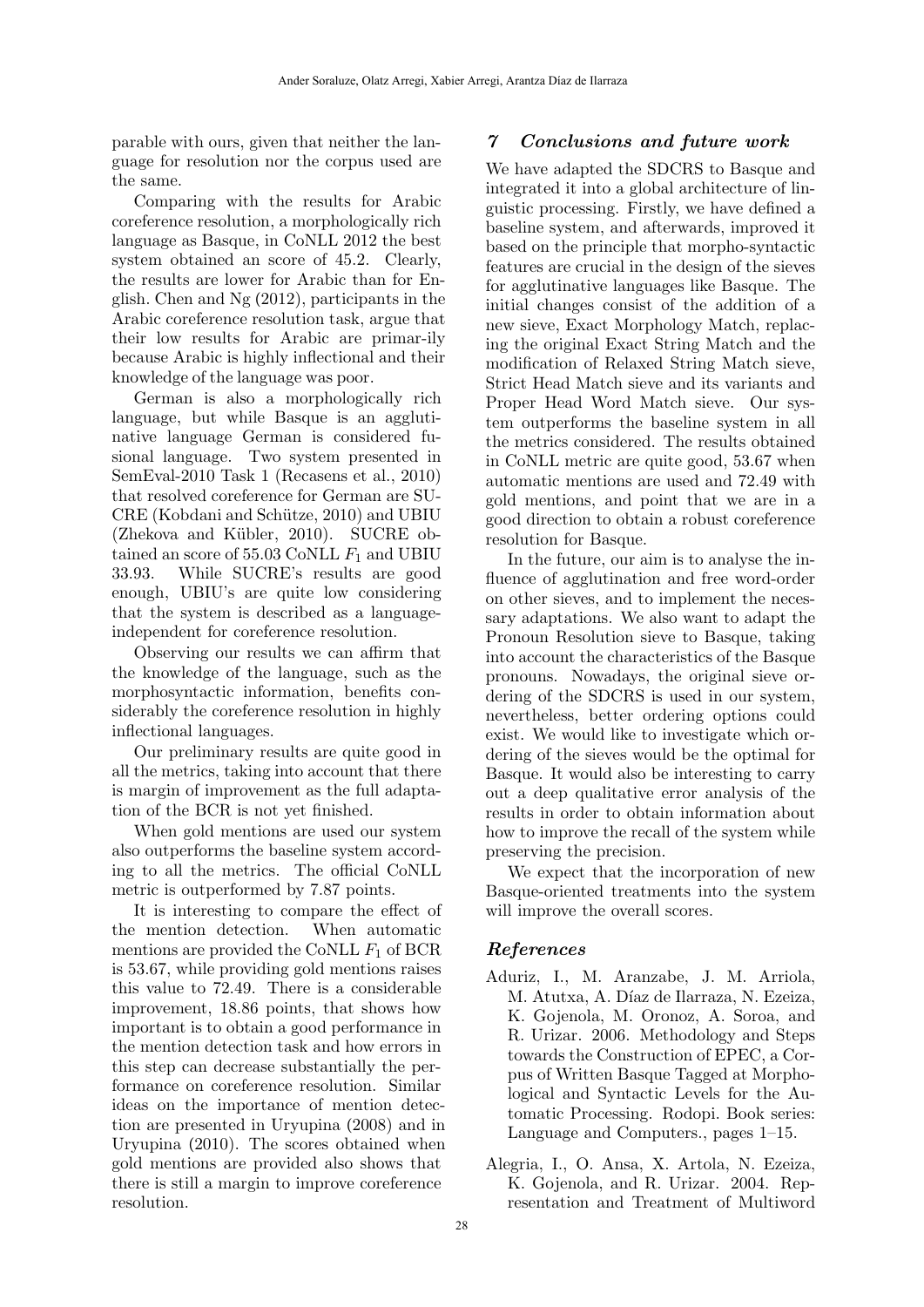parable with ours, given that neither the language for resolution nor the corpus used are the same.

Comparing with the results for Arabic coreference resolution, a morphologically rich language as Basque, in CoNLL 2012 the best system obtained an score of 45.2. Clearly, the results are lower for Arabic than for English. Chen and Ng (2012), participants in the Arabic coreference resolution task, argue that their low results for Arabic are primar-ily because Arabic is highly inflectional and their knowledge of the language was poor.

German is also a morphologically rich language, but while Basque is an agglutinative language German is considered fusional language. Two system presented in SemEval-2010 Task 1 (Recasens et al., 2010) that resolved coreference for German are SUCRE (Kobdani and Schütze, 2010) and UBIU (Zhekova and Kübler, 2010). SUCRE obtained an score of 55.03 CoNLL $F_1$ and UBIU 33.93. While SUCRE's results are good enough, UBIU's are quite low considering that the system is described as a language-independent for coreference resolution.

Observing our results we can affirm that the knowledge of the language, such as the morphosyntactic information, benefits considerably the coreference resolution in highly inflectional languages.

Our preliminary results are quite good in all the metrics, taking into account that there is margin of improvement as the full adaptation of the BCR is not yet finished.

When gold mentions are used our system also outperforms the baseline system according to all the metrics. The official CoNLL metric is outperformed by 7.87 points.

It is interesting to compare the effect of the mention detection. When automatic mentions are provided the CoNLL $F_1$ of BCR is 53.67, while providing gold mentions raises this value to 72.49. There is a considerable improvement, 18.86 points, that shows how important is to obtain a good performance in the mention detection task and how errors in this step can decrease substantially the performance on coreference resolution. Similar ideas on the importance of mention detection are presented in Uryupina (2008) and in Uryupina (2010). The scores obtained when gold mentions are provided also shows that there is still a margin to improve coreference resolution.

## 7 Conclusions and future work

We have adapted the SDCRS to Basque and integrated it into a global architecture of linguistic processing. Firstly, we have defined a baseline system, and afterwards, improved it based on the principle that morpho-syntactic features are crucial in the design of the sieves for agglutinative languages like Basque. The initial changes consist of the addition of a new sieve, Exact Morphology Match, replacing the original Exact String Match and the modification of Relaxed String Match sieve, Strict Head Match sieve and its variants and Proper Head Word Match sieve. Our system outperforms the baseline system in all the metrics considered. The results obtained in CoNLL metric are quite good, 53.67 when automatic mentions are used and 72.49 with gold mentions, and point that we are in a good direction to obtain a robust coreference resolution for Basque.

In the future, our aim is to analyse the influence of agglutination and free word-order on other sieves, and to implement the necessary adaptations. We also want to adapt the Pronoun Resolution sieve to Basque, taking into account the characteristics of the Basque pronouns. Nowadays, the original sieve ordering of the SDCRS is used in our system, nevertheless, better ordering options could exist. We would like to investigate which ordering of the sieves would be the optimal for Basque. It would also be interesting to carry out a deep qualitative error analysis of the results in order to obtain information about how to improve the recall of the system while preserving the precision.

We expect that the incorporation of new Basque-oriented treatments into the system will improve the overall scores.

## References

Aduriz, I., M. Aranzabe, J. M. Arriola, M. Atutxa, A. Díaz de Ilarraza, N. Ezeiza, K. Gojenola, M. Oronoz, A. Soroa, and R. Urizar. 2006. Methodology and Steps towards the Construction of EPEC, a Corpus of Written Basque Tagged at Morphological and Syntactic Levels for the Automatic Processing. Rodopi. Book series: Language and Computers., pages 1–15.

Alegria, I., O. Ansa, X. Artola, N. Ezeiza, K. Gojenola, and R. Urizar. 2004. Representation and Treatment of Multiword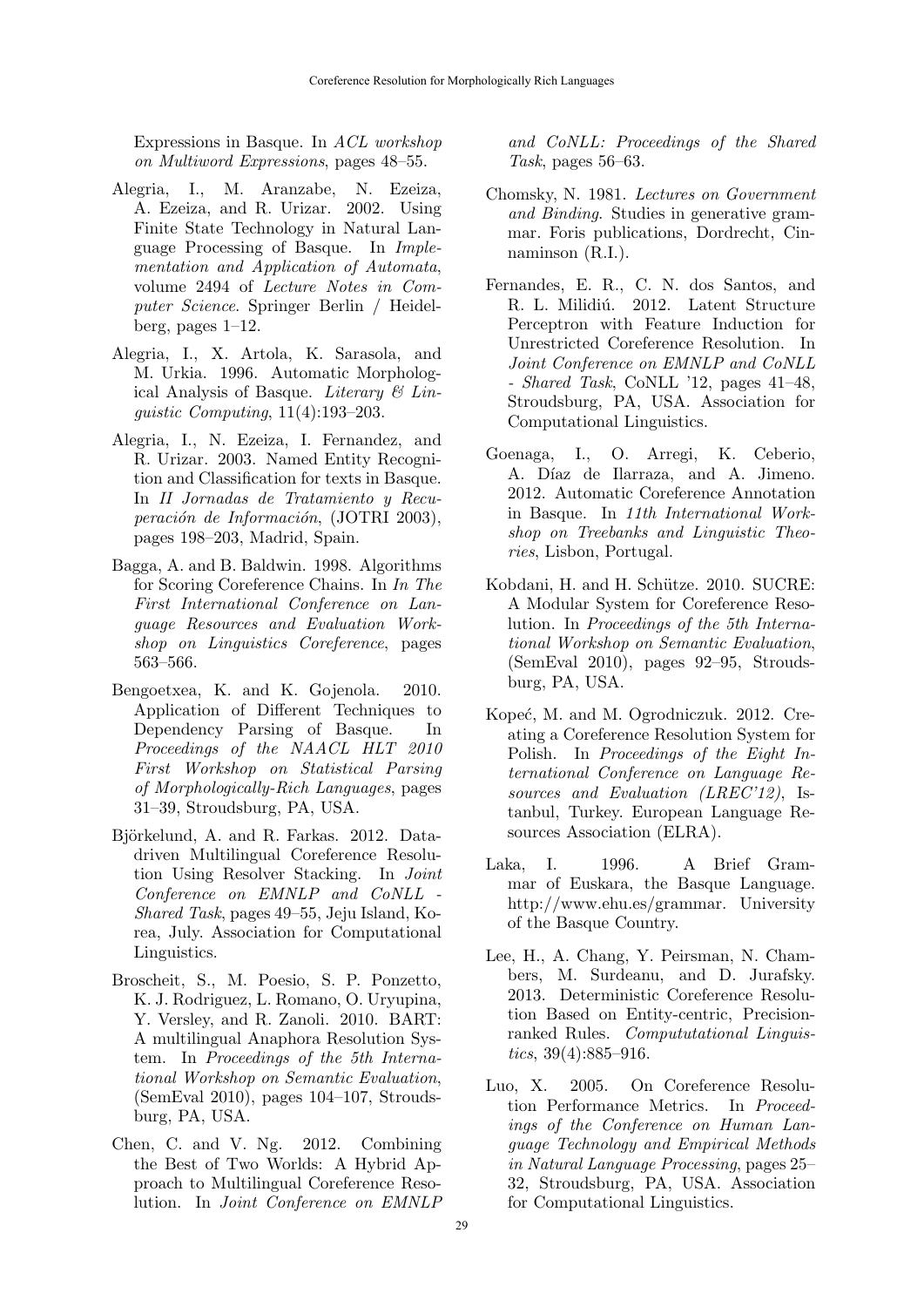Expressions in Basque. In *ACL workshop on Multiword Expressions*, pages 48–55.

Alegria, I., M. Aranzabe, N. Ezeiza, A. Ezeiza, and R. Urizar. 2002. Using Finite State Technology in Natural Language Processing of Basque. In *Implementation and Application of Automata*, volume 2494 of *Lecture Notes in Computer Science*. Springer Berlin / Heidelberg, pages 1–12.

Alegria, I., X. Artola, K. Sarasola, and M. Urkia. 1996. Automatic Morphological Analysis of Basque. *Literary & Linguistic Computing*, 11(4):193–203.

Alegria, I., N. Ezeiza, I. Fernandez, and R. Urizar. 2003. Named Entity Recognition and Classification for texts in Basque. In *II Jornadas de Tratamiento y Recuperación de Información*, (JOTRI 2003), pages 198–203, Madrid, Spain.

Bagga, A. and B. Baldwin. 1998. Algorithms for Scoring Coreference Chains. In *In The First International Conference on Language Resources and Evaluation Workshop on Linguistics Coreference*, pages 563–566.

Bengoetxea, K. and K. Gojenola. 2010. Application of Different Techniques to Dependency Parsing of Basque. In *Proceedings of the NAACL HLT 2010 First Workshop on Statistical Parsing of Morphologically-Rich Languages*, pages 31–39, Stroudsburg, PA, USA.

Björkelund, A. and R. Farkas. 2012. Data-driven Multilingual Coreference Resolution Using Resolver Stacking. In *Joint Conference on EMNLP and CoNLL - Shared Task*, pages 49–55, Jeju Island, Korea, July. Association for Computational Linguistics.

Broscheit, S., M. Poesio, S. P. Ponzetto, K. J. Rodriguez, L. Romano, O. Uryupina, Y. Versley, and R. Zanoli. 2010. BART: A multilingual Anaphora Resolution System. In *Proceedings of the 5th International Workshop on Semantic Evaluation*, (SemEval 2010), pages 104–107, Stroudsburg, PA, USA.

Chen, C. and V. Ng. 2012. Combining the Best of Two Worlds: A Hybrid Approach to Multilingual Coreference Resolution. In *Joint Conference on EMNLP and CoNLL: Proceedings of the Shared Task*, pages 56–63.

Chomsky, N. 1981. *Lectures on Government and Binding*. Studies in generative grammar. Foris publications, Dordrecht, Cinnaminson (R.I.).

Fernandes, E. R., C. N. dos Santos, and R. L. Milidiú. 2012. Latent Structure Perceptron with Feature Induction for Unrestricted Coreference Resolution. In *Joint Conference on EMNLP and CoNLL - Shared Task*, CoNLL '12, pages 41–48, Stroudsburg, PA, USA. Association for Computational Linguistics.

Goenaga, I., O. Arregi, K. Ceberio, A. Díaz de Ilarraza, and A. Jimeno. 2012. Automatic Coreference Annotation in Basque. In *11th International Workshop on Treebanks and Linguistic Theories*, Lisbon, Portugal.

Kobdani, H. and H. Schütze. 2010. SUCRE: A Modular System for Coreference Resolution. In *Proceedings of the 5th International Workshop on Semantic Evaluation*, (SemEval 2010), pages 92–95, Stroudsburg, PA, USA.

Kopeć, M. and M. Ogrodniczuk. 2012. Creating a Coreference Resolution System for Polish. In *Proceedings of the Eight International Conference on Language Resources and Evaluation (LREC'12)*, Istanbul, Turkey. European Language Resources Association (ELRA).

Laka, I. 1996. A Brief Grammar of Euskara, the Basque Language. http://www.ehu.es/grammar. University of the Basque Country.

Lee, H., A. Chang, Y. Peirsman, N. Chambers, M. Surdeanu, and D. Jurafsky. 2013. Deterministic Coreference Resolution Based on Entity-centric, Precision-ranked Rules. *Compututational Linguistics*, 39(4):885–916.

Luo, X. 2005. On Coreference Resolution Performance Metrics. In *Proceedings of the Conference on Human Language Technology and Empirical Methods in Natural Language Processing*, pages 25–32, Stroudsburg, PA, USA. Association for Computational Linguistics.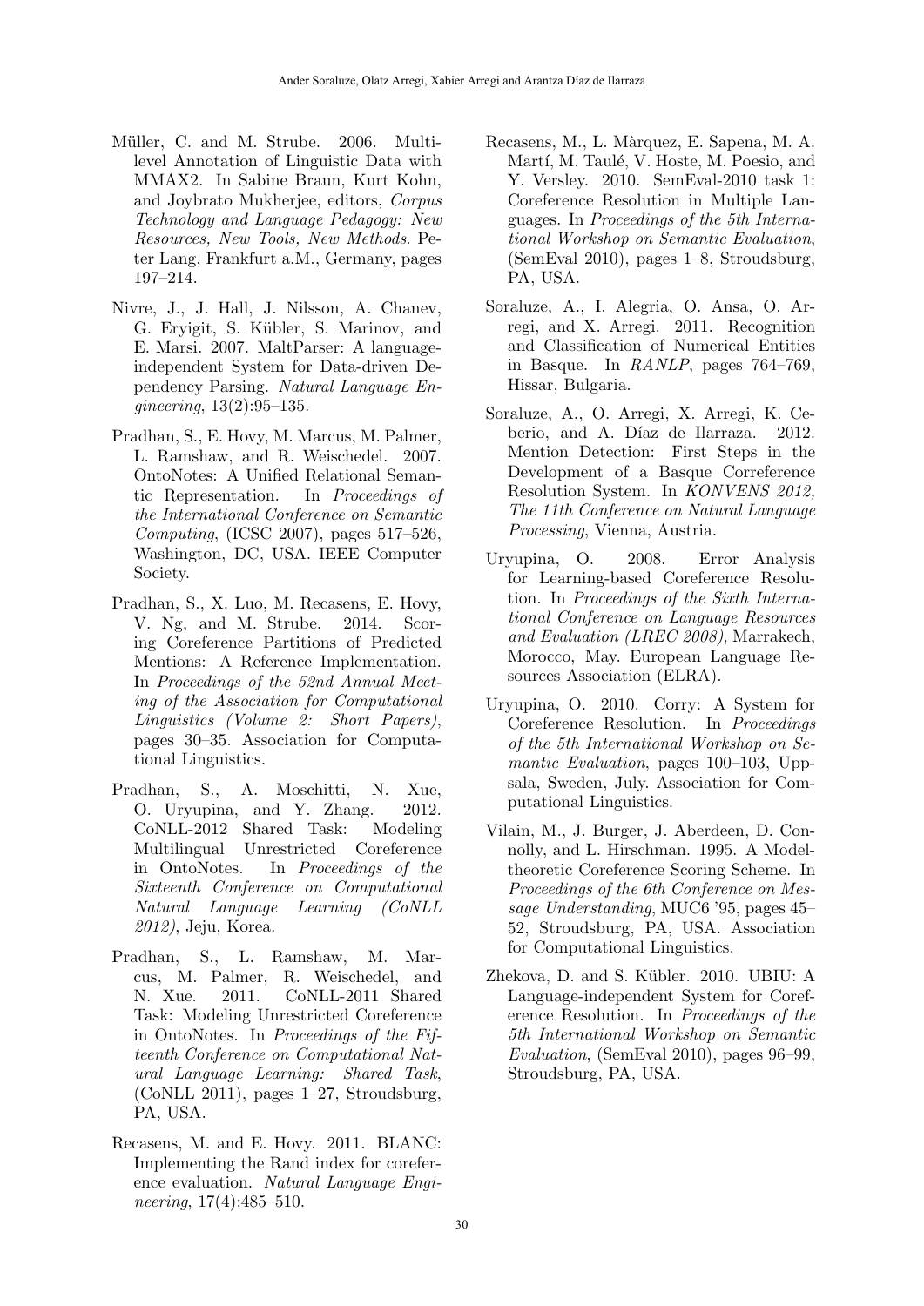Müller, C. and M. Strube. 2006. Multi-level Annotation of Linguistic Data with MMAX2. In Sabine Braun, Kurt Kohn, and Joybrato Mukherjee, editors, *Corpus Technology and Language Pedagogy: New Resources, New Tools, New Methods*. Peter Lang, Frankfurt a.M., Germany, pages 197–214.

Nivre, J., J. Hall, J. Nilsson, A. Chanev, G. Eryigit, S. Kübler, S. Marinov, and E. Marsi. 2007. MaltParser: A language-independent System for Data-driven Dependency Parsing. *Natural Language Engineering*, 13(2):95–135.

Pradhan, S., E. Hovy, M. Marcus, M. Palmer, L. Ramshaw, and R. Weischedel. 2007. OntoNotes: A Unified Relational Semantic Representation. In *Proceedings of the International Conference on Semantic Computing*, (ICSC 2007), pages 517–526, Washington, DC, USA. IEEE Computer Society.

Pradhan, S., X. Luo, M. Recasens, E. Hovy, V. Ng, and M. Strube. 2014. Scoring Coreference Partitions of Predicted Mentions: A Reference Implementation. In *Proceedings of the 52nd Annual Meeting of the Association for Computational Linguistics (Volume 2: Short Papers)*, pages 30–35. Association for Computational Linguistics.

Pradhan, S., A. Moschitti, N. Xue, O. Uryupina, and Y. Zhang. 2012. CoNLL-2012 Shared Task: Modeling Multilingual Unrestricted Coreference in OntoNotes. In *Proceedings of the Sixteenth Conference on Computational Natural Language Learning (CoNLL 2012)*, Jeju, Korea.

Pradhan, S., L. Ramshaw, M. Marcus, M. Palmer, R. Weischedel, and N. Xue. 2011. CoNLL-2011 Shared Task: Modeling Unrestricted Coreference in OntoNotes. In *Proceedings of the Fifteenth Conference on Computational Natural Language Learning: Shared Task*, (CoNLL 2011), pages 1–27, Stroudsburg, PA, USA.

Recasens, M. and E. Hovy. 2011. BLANC: Implementing the Rand index for coreference evaluation. *Natural Language Engineering*, 17(4):485–510.

Recasens, M., L. Màrquez, E. Sapena, M. A. Martí, M. Taulé, V. Hoste, M. Poesio, and Y. Versley. 2010. SemEval-2010 task 1: Coreference Resolution in Multiple Languages. In *Proceedings of the 5th International Workshop on Semantic Evaluation*, (SemEval 2010), pages 1–8, Stroudsburg, PA, USA.

Soraluze, A., I. Alegria, O. Ansa, O. Arregi, and X. Arregi. 2011. Recognition and Classification of Numerical Entities in Basque. In *RANLP*, pages 764–769, Hissar, Bulgaria.

Soraluze, A., O. Arregi, X. Arregi, K. Ceberio, and A. Díaz de Ilarraza. 2012. Mention Detection: First Steps in the Development of a Basque Correference Resolution System. In *KONVENS 2012, The 11th Conference on Natural Language Processing*, Vienna, Austria.

Uryupina, O. 2008. Error Analysis for Learning-based Coreference Resolution. In *Proceedings of the Sixth International Conference on Language Resources and Evaluation (LREC 2008)*, Marrakech, Morocco, May. European Language Resources Association (ELRA).

Uryupina, O. 2010. Corry: A System for Coreference Resolution. In *Proceedings of the 5th International Workshop on Semantic Evaluation*, pages 100–103, Uppsala, Sweden, July. Association for Computational Linguistics.

Vilain, M., J. Burger, J. Aberdeen, D. Connolly, and L. Hirschman. 1995. A Model-theoretic Coreference Scoring Scheme. In *Proceedings of the 6th Conference on Message Understanding*, MUC6 '95, pages 45–52, Stroudsburg, PA, USA. Association for Computational Linguistics.

Zhekova, D. and S. Kübler. 2010. UBIU: A Language-independent System for Coreference Resolution. In *Proceedings of the 5th International Workshop on Semantic Evaluation*, (SemEval 2010), pages 96–99, Stroudsburg, PA, USA.